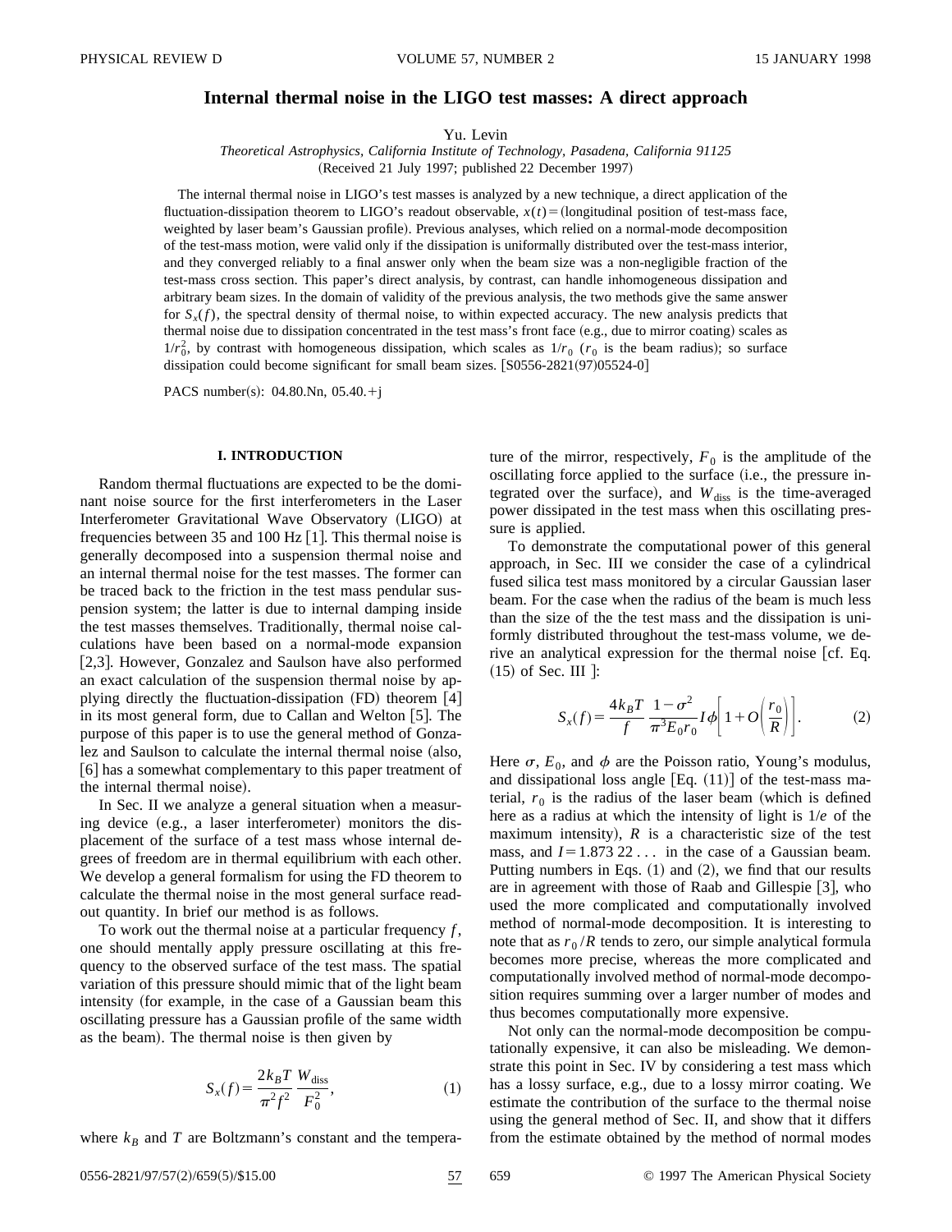# Internal thermal noise in the LIGO test masses: A direct approach

Yu. Levin

*Theoretical Astrophysics, California Institute of Technology, Pasadena, California 91125*

(Received 21 July 1997; published 22 December 1997)

The internal thermal noise in LIGO's test masses is analyzed by a new technique, a direct application of the fluctuation-dissipation theorem to LIGO's readout observable, $x(t)$ = (longitudinal position of test-mass face, weighted by laser beam's Gaussian profile). Previous analyses, which relied on a normal-mode decomposition of the test-mass motion, were valid only if the dissipation is uniformly distributed over the test-mass interior, and they converged reliably to a final answer only when the beam size was a non-negligible fraction of the test-mass cross section. This paper's direct analysis, by contrast, can handle inhomogeneous dissipation and arbitrary beam sizes. In the domain of validity of the previous analysis, the two methods give the same answer for $S_x(f)$, the spectral density of thermal noise, to within expected accuracy. The new analysis predicts that thermal noise due to dissipation concentrated in the test mass's front face (e.g., due to mirror coating) scales as $1/r_0^2$, by contrast with homogeneous dissipation, which scales as $1/r_0$ ($r_0$ is the beam radius); so surface dissipation could become significant for small beam sizes. [S0556-2821(97)05524-0]

PACS number(s): 04.80.Nn, 05.40.+j

## I. INTRODUCTION

Random thermal fluctuations are expected to be the dominant noise source for the first interferometers in the Laser Interferometer Gravitational Wave Observatory (LIGO) at frequencies between 35 and 100 Hz [1]. This thermal noise is generally decomposed into a suspension thermal noise and an internal thermal noise for the test masses. The former can be traced back to the friction in the test mass pendular suspension system; the latter is due to internal damping inside the test masses themselves. Traditionally, thermal noise calculations have been based on a normal-mode expansion [2,3]. However, Gonzalez and Saulson have also performed an exact calculation of the suspension thermal noise by applying directly the fluctuation-dissipation (FD) theorem [4] in its most general form, due to Callan and Welton [5]. The purpose of this paper is to use the general method of Gonzalez and Saulson to calculate the internal thermal noise (also, [6] has a somewhat complementary to this paper treatment of the internal thermal noise).

In Sec. II we analyze a general situation when a measuring device (e.g., a laser interferometer) monitors the displacement of the surface of a test mass whose internal degrees of freedom are in thermal equilibrium with each other. We develop a general formalism for using the FD theorem to calculate the thermal noise in the most general surface readout quantity. In brief our method is as follows.

To work out the thermal noise at a particular frequency $f$, one should mentally apply pressure oscillating at this frequency to the observed surface of the test mass. The spatial variation of this pressure should mimic that of the light beam intensity (for example, in the case of a Gaussian beam this oscillating pressure has a Gaussian profile of the same width as the beam). The thermal noise is then given by

$$S_x(f)=\frac{2k_BT}{\pi^2 f^2}\frac{W_{\rm diss}}{F_0^2},\tag{1}$$

where $k_B$ and $T$ are Boltzmann's constant and the temperature of the mirror, respectively, $F_0$ is the amplitude of the oscillating force applied to the surface (i.e., the pressure integrated over the surface), and $W_{\rm diss}$ is the time-averaged power dissipated in the test mass when this oscillating pressure is applied.

To demonstrate the computational power of this general approach, in Sec. III we consider the case of a cylindrical fused silica test mass monitored by a circular Gaussian laser beam. For the case when the radius of the beam is much less than the size of the the test mass and the dissipation is uniformly distributed throughout the test-mass volume, we derive an analytical expression for the thermal noise [cf. Eq. (15) of Sec. III ]:

$$S_x(f)=\frac{4k_BT}{f}\frac{1-\sigma^2}{\pi^3 E_0 r_0}I\phi\left[1+O\left(\frac{r_0}{R}\right)\right].\tag{2}$$

Here $\sigma$, $E_0$, and $\phi$ are the Poisson ratio, Young's modulus, and dissipational loss angle [Eq. (11)] of the test-mass material, $r_0$ is the radius of the laser beam (which is defined here as a radius at which the intensity of light is $1/e$ of the maximum intensity), $R$ is a characteristic size of the test mass, and $I=1.873\,22\ldots$ in the case of a Gaussian beam. Putting numbers in Eqs. (1) and (2), we find that our results are in agreement with those of Raab and Gillespie [3], who used the more complicated and computationally involved method of normal-mode decomposition. It is interesting to note that as $r_0/R$ tends to zero, our simple analytical formula becomes more precise, whereas the more complicated and computationally involved method of normal-mode decomposition requires summing over a larger number of modes and thus becomes computationally more expensive.

Not only can the normal-mode decomposition be computationally expensive, it can also be misleading. We demonstrate this point in Sec. IV by considering a test mass which has a lossy surface, e.g., due to a lossy mirror coating. We estimate the contribution of the surface to the thermal noise using the general method of Sec. II, and show that it differs from the estimate obtained by the method of normal modes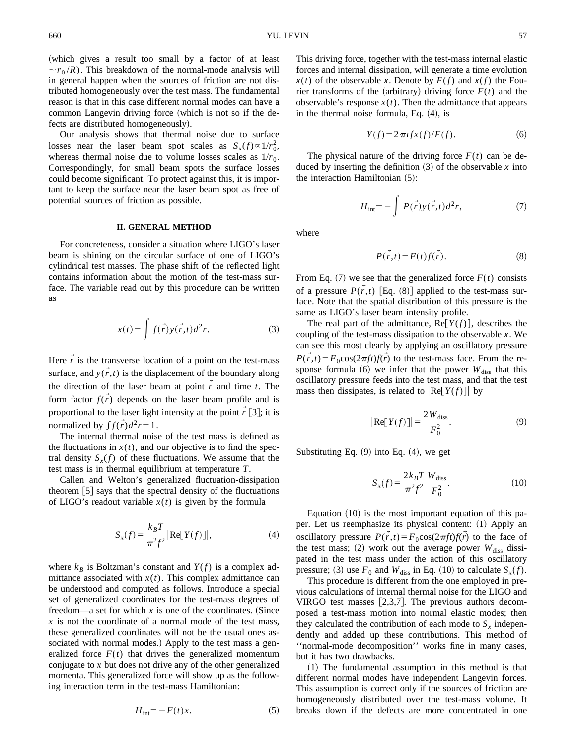(which gives a result too small by a factor of at least $\sim r_0/R$). This breakdown of the normal-mode analysis will in general happen when the sources of friction are not distributed homogeneously over the test mass. The fundamental reason is that in this case different normal modes can have a common Langevin driving force (which is not so if the defects are distributed homogeneously).

Our analysis shows that thermal noise due to surface losses near the laser beam spot scales as $S_x(f)\propto 1/r_0^2$, whereas thermal noise due to volume losses scales as $1/r_0$. Correspondingly, for small beam spots the surface losses could become significant. To protect against this, it is important to keep the surface near the laser beam spot as free of potential sources of friction as possible.

## II. GENERAL METHOD

For concreteness, consider a situation where LIGO's laser beam is shining on the circular surface of one of LIGO's cylindrical test masses. The phase shift of the reflected light contains information about the motion of the test-mass surface. The variable read out by this procedure can be written as

$$x(t)=\int f(\vec{r})y(\vec{r},t)d^2r. \tag{3}$$

Here $\vec{r}$ is the transverse location of a point on the test-mass surface, and $y(\vec{r},t)$ is the displacement of the boundary along the direction of the laser beam at point $\vec{r}$ and time $t$. The form factor $f(\vec{r})$ depends on the laser beam profile and is proportional to the laser light intensity at the point $\vec{r}$ [3]; it is normalized by $\int f(\vec{r})d^2r=1$.

The internal thermal noise of the test mass is defined as the fluctuations in $x(t)$, and our objective is to find the spectral density $S_x(f)$ of these fluctuations. We assume that the test mass is in thermal equilibrium at temperature $T$.

Callen and Welton's generalized fluctuation-dissipation theorem [5] says that the spectral density of the fluctuations of LIGO's readout variable $x(t)$ is given by the formula

$$S_x(f)=\frac{k_BT}{\pi^2f^2}|\mathrm{Re}[Y(f)]|, \tag{4}$$

where $k_B$ is Boltzman's constant and $Y(f)$ is a complex admittance associated with $x(t)$. This complex admittance can be understood and computed as follows. Introduce a special set of generalized coordinates for the test-mass degrees of freedom—a set for which $x$ is one of the coordinates. (Since $x$ is not the coordinate of a normal mode of the test mass, these generalized coordinates will not be the usual ones associated with normal modes.) Apply to the test mass a generalized force $F(t)$ that drives the generalized momentum conjugate to $x$ but does not drive any of the other generalized momenta. This generalized force will show up as the following interaction term in the test-mass Hamiltonian:

$$H_{\mathrm{int}}=-F(t)x. \tag{5}$$

This driving force, together with the test-mass internal elastic forces and internal dissipation, will generate a time evolution $x(t)$ of the observable $x$. Denote by $F(f)$ and $x(f)$ the Fourier transforms of the (arbitrary) driving force $F(t)$ and the observable's response $x(t)$. Then the admittance that appears in the thermal noise formula, Eq. (4), is

$$Y(f)=2\pi i f x(f)/F(f). \tag{6}$$

The physical nature of the driving force $F(t)$ can be deduced by inserting the definition (3) of the observable $x$ into the interaction Hamiltonian (5):

$$H_{\mathrm{int}}=-\int P(\vec{r})y(\vec{r},t)d^2r, \tag{7}$$

where

$$P(\vec{r},t)=F(t)f(\vec{r}). \tag{8}$$

From Eq. (7) we see that the generalized force $F(t)$ consists of a pressure $P(\vec{r},t)$ [Eq. (8)] applied to the test-mass surface. Note that the spatial distribution of this pressure is the same as LIGO's laser beam intensity profile.

The real part of the admittance, $\mathrm{Re}[Y(f)]$, describes the coupling of the test-mass dissipation to the observable $x$. We can see this most clearly by applying an oscillatory pressure $P(\vec{r},t)=F_0\cos(2\pi ft)f(\vec{r})$ to the test-mass face. From the response formula (6) we infer that the power $W_{\mathrm{diss}}$ that this oscillatory pressure feeds into the test mass, and that the test mass then dissipates, is related to $|\mathrm{Re}[Y(f)]|$ by

$$|\mathrm{Re}[Y(f)]|=\frac{2W_{\mathrm{diss}}}{F_0^2}. \tag{9}$$

Substituting Eq. (9) into Eq. (4), we get

$$S_x(f)=\frac{2k_BT}{\pi^2f^2}\frac{W_{\mathrm{diss}}}{F_0^2}. \tag{10}$$

Equation (10) is the most important equation of this paper. Let us reemphasize its physical content: (1) Apply an oscillatory pressure $P(\vec{r},t)=F_0\cos(2\pi ft)f(\vec{r})$ to the face of the test mass; (2) work out the average power $W_{\mathrm{diss}}$ dissipated in the test mass under the action of this oscillatory pressure; (3) use $F_0$ and $W_{\mathrm{diss}}$ in Eq. (10) to calculate $S_x(f)$.

This procedure is different from the one employed in previous calculations of internal thermal noise for the LIGO and VIRGO test masses [2,3,7]. The previous authors decomposed a test-mass motion into normal elastic modes; then they calculated the contribution of each mode to $S_x$ independently and added up these contributions. This method of ''normal-mode decomposition'' works fine in many cases, but it has two drawbacks.

(1) The fundamental assumption in this method is that different normal modes have independent Langevin forces. This assumption is correct only if the sources of friction are homogeneously distributed over the test-mass volume. It breaks down if the defects are more concentrated in one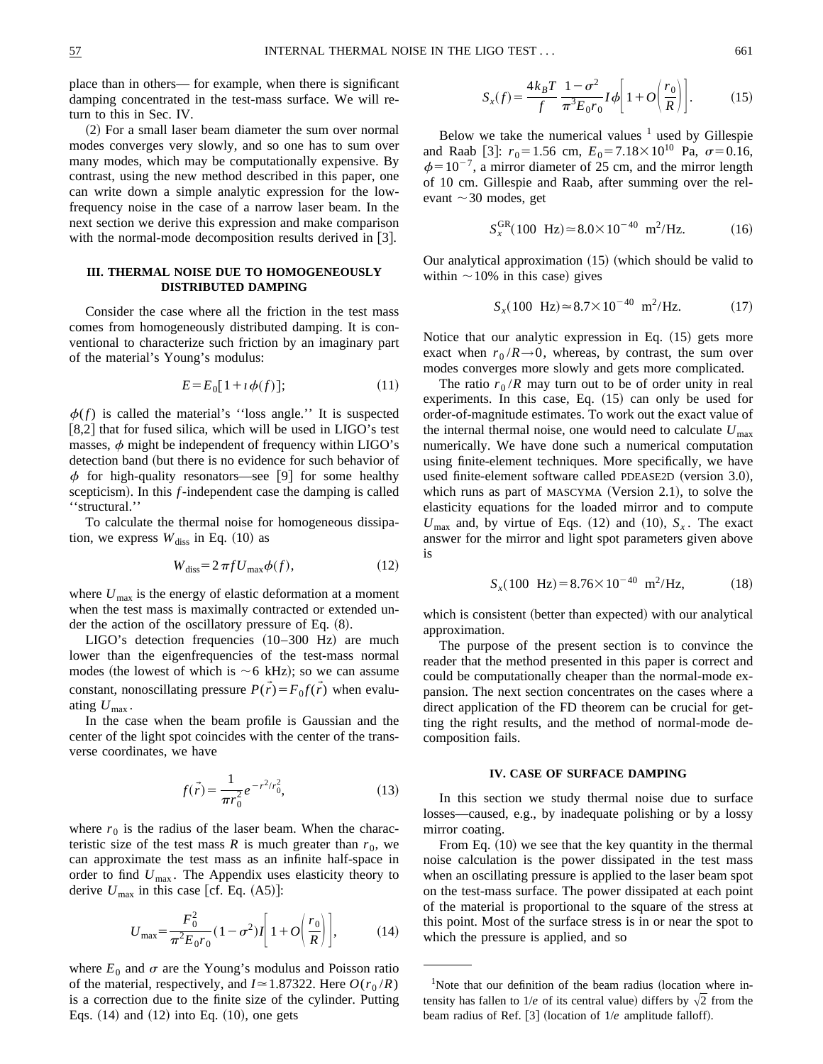place than in others— for example, when there is significant damping concentrated in the test-mass surface. We will return to this in Sec. IV.

(2) For a small laser beam diameter the sum over normal modes converges very slowly, and so one has to sum over many modes, which may be computationally expensive. By contrast, using the new method described in this paper, one can write down a simple analytic expression for the low-frequency noise in the case of a narrow laser beam. In the next section we derive this expression and make comparison with the normal-mode decomposition results derived in [3].

## III. THERMAL NOISE DUE TO HOMOGENEOUSLY DISTRIBUTED DAMPING

Consider the case where all the friction in the test mass comes from homogeneously distributed damping. It is conventional to characterize such friction by an imaginary part of the material's Young's modulus:

$$E = E_0[1 + \imath \phi(f)]; \tag{11}$$

$\phi(f)$ is called the material's ''loss angle.'' It is suspected [8,2] that for fused silica, which will be used in LIGO's test masses, $\phi$ might be independent of frequency within LIGO's detection band (but there is no evidence for such behavior of $\phi$ for high-quality resonators—see [9] for some healthy scepticism). In this $f$-independent case the damping is called ''structural.''

To calculate the thermal noise for homogeneous dissipation, we express $W_{\rm diss}$ in Eq. (10) as

$$W_{\rm diss} = 2\pi f U_{\rm max} \phi(f), \tag{12}$$

where $U_{\rm max}$ is the energy of elastic deformation at a moment when the test mass is maximally contracted or extended under the action of the oscillatory pressure of Eq. (8).

LIGO's detection frequencies (10–300 Hz) are much lower than the eigenfrequencies of the test-mass normal modes (the lowest of which is $\sim$6 kHz); so we can assume constant, nonoscillating pressure $P(\vec{r}) = F_0 f(\vec{r})$ when evaluating $U_{\rm max}$.

In the case when the beam profile is Gaussian and the center of the light spot coincides with the center of the transverse coordinates, we have

$$f(\vec{r}) = \frac{1}{\pi r_0^2} e^{-r^2/r_0^2}, \tag{13}$$

where $r_0$ is the radius of the laser beam. When the characteristic size of the test mass $R$ is much greater than $r_0$, we can approximate the test mass as an infinite half-space in order to find $U_{\rm max}$. The Appendix uses elasticity theory to derive $U_{\rm max}$ in this case [cf. Eq. (A5)]:

$$U_{\rm max} = \frac{F_0^2}{\pi^2 E_0 r_0}(1 - \sigma^2) I \left[1 + O\left(\frac{r_0}{R}\right)\right], \tag{14}$$

where $E_0$ and $\sigma$ are the Young's modulus and Poisson ratio of the material, respectively, and $I \simeq 1.87322$. Here $O(r_0/R)$ is a correction due to the finite size of the cylinder. Putting Eqs. (14) and (12) into Eq. (10), one gets

$$S_x(f) = \frac{4k_B T}{f} \frac{1-\sigma^2}{\pi^3 E_0 r_0} I \phi \left[1 + O\left(\frac{r_0}{R}\right)\right]. \tag{15}$$

Below we take the numerical values [1] used by Gillespie and Raab [3]: $r_0 = 1.56$ cm, $E_0 = 7.18 \times 10^{10}$ Pa, $\sigma = 0.16$, $\phi = 10^{-7}$, a mirror diameter of 25 cm, and the mirror length of 10 cm. Gillespie and Raab, after summing over the relevant $\sim$30 modes, get

$$S_x^{\rm GR}(100 \text{ Hz}) \simeq 8.0 \times 10^{-40} \text{ m}^2/\text{Hz}. \tag{16}$$

Our analytical approximation (15) (which should be valid to within $\sim$10% in this case) gives

$$S_x(100 \text{ Hz}) \simeq 8.7 \times 10^{-40} \text{ m}^2/\text{Hz}. \tag{17}$$

Notice that our analytic expression in Eq. (15) gets more exact when $r_0/R \to 0$, whereas, by contrast, the sum over modes converges more slowly and gets more complicated.

The ratio $r_0/R$ may turn out to be of order unity in real experiments. In this case, Eq. (15) can only be used for order-of-magnitude estimates. To work out the exact value of the internal thermal noise, one would need to calculate $U_{\rm max}$ numerically. We have done such a numerical computation using finite-element techniques. More specifically, we have used finite-element software called PDEASE2D (version 3.0), which runs as part of MASCYMA (Version 2.1), to solve the elasticity equations for the loaded mirror and to compute $U_{\rm max}$ and, by virtue of Eqs. (12) and (10), $S_x$. The exact answer for the mirror and light spot parameters given above is

$$S_x(100 \text{ Hz}) = 8.76 \times 10^{-40} \text{ m}^2/\text{Hz}, \tag{18}$$

which is consistent (better than expected) with our analytical approximation.

The purpose of the present section is to convince the reader that the method presented in this paper is correct and could be computationally cheaper than the normal-mode expansion. The next section concentrates on the cases where a direct application of the FD theorem can be crucial for getting the right results, and the method of normal-mode decomposition fails.

## IV. CASE OF SURFACE DAMPING

In this section we study thermal noise due to surface losses—caused, e.g., by inadequate polishing or by a lossy mirror coating.

From Eq. (10) we see that the key quantity in the thermal noise calculation is the power dissipated in the test mass when an oscillating pressure is applied to the laser beam spot on the test-mass surface. The power dissipated at each point of the material is proportional to the square of the stress at this point. Most of the surface stress is in or near the spot to which the pressure is applied, and so

[1] Note that our definition of the beam radius (location where intensity has fallen to $1/e$ of its central value) differs by $\sqrt{2}$ from the beam radius of Ref. [3] (location of $1/e$ amplitude falloff).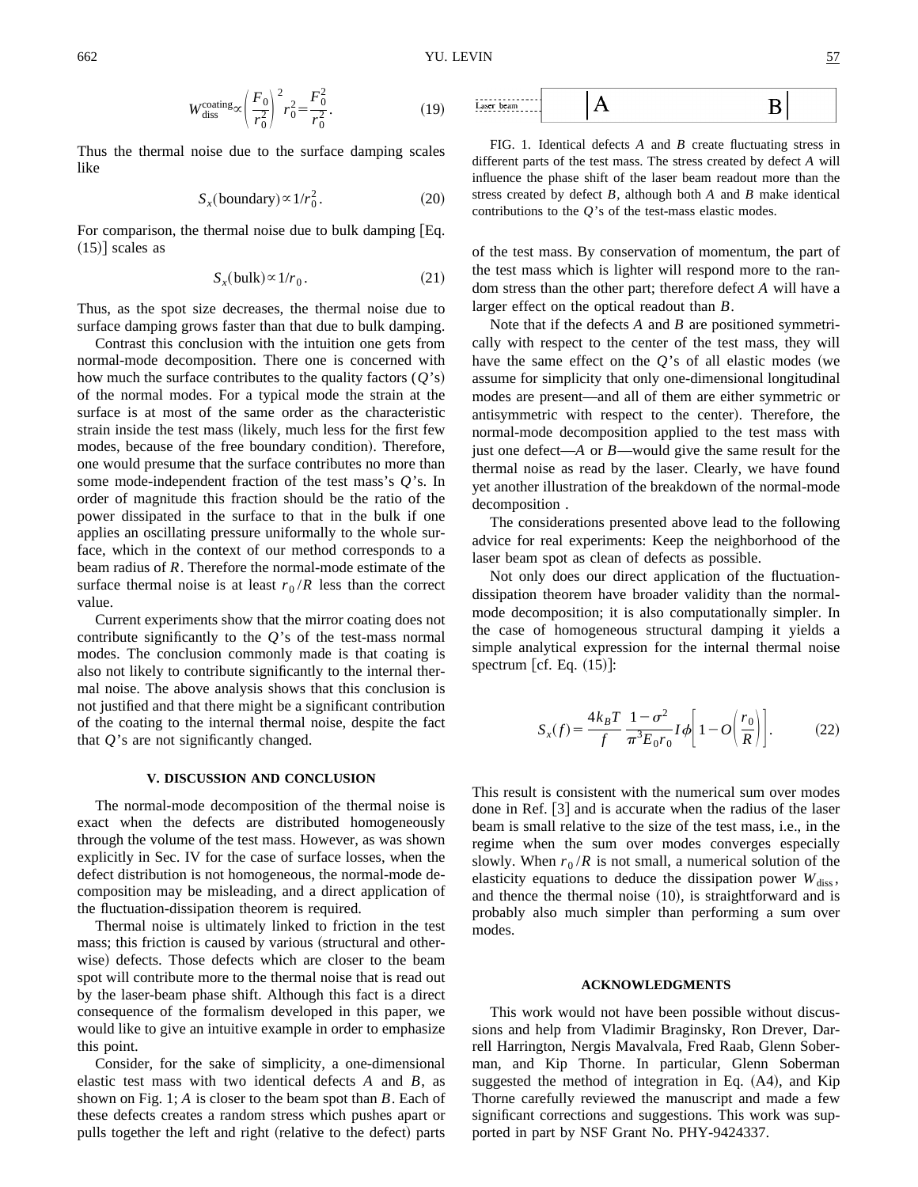$$W_{\text{diss}}^{\text{coating}} \propto \left(\frac{F_0}{r_0^2}\right)^2 r_0^2 = \frac{F_0^2}{r_0^2}. \tag{19}$$

Thus the thermal noise due to the surface damping scales like

$$S_x(\text{boundary}) \propto 1/r_0^2. \tag{20}$$

For comparison, the thermal noise due to bulk damping [Eq. (15)] scales as

$$S_x(\text{bulk}) \propto 1/r_0. \tag{21}$$

Thus, as the spot size decreases, the thermal noise due to surface damping grows faster than that due to bulk damping.

Contrast this conclusion with the intuition one gets from normal-mode decomposition. There one is concerned with how much the surface contributes to the quality factors ($Q$'s) of the normal modes. For a typical mode the strain at the surface is at most of the same order as the characteristic strain inside the test mass (likely, much less for the first few modes, because of the free boundary condition). Therefore, one would presume that the surface contributes no more than some mode-independent fraction of the test mass's $Q$'s. In order of magnitude this fraction should be the ratio of the power dissipated in the surface to that in the bulk if one applies an oscillating pressure uniformally to the whole surface, which in the context of our method corresponds to a beam radius of $R$. Therefore the normal-mode estimate of the surface thermal noise is at least $r_0/R$ less than the correct value.

Current experiments show that the mirror coating does not contribute significantly to the $Q$'s of the test-mass normal modes. The conclusion commonly made is that coating is also not likely to contribute significantly to the internal thermal noise. The above analysis shows that this conclusion is not justified and that there might be a significant contribution of the coating to the internal thermal noise, despite the fact that $Q$'s are not significantly changed.

## V. DISCUSSION AND CONCLUSION

The normal-mode decomposition of the thermal noise is exact when the defects are distributed homogeneously through the volume of the test mass. However, as was shown explicitly in Sec. IV for the case of surface losses, when the defect distribution is not homogeneous, the normal-mode decomposition may be misleading, and a direct application of the fluctuation-dissipation theorem is required.

Thermal noise is ultimately linked to friction in the test mass; this friction is caused by various (structural and otherwise) defects. Those defects which are closer to the beam spot will contribute more to the thermal noise that is read out by the laser-beam phase shift. Although this fact is a direct consequence of the formalism developed in this paper, we would like to give an intuitive example in order to emphasize this point.

Consider, for the sake of simplicity, a one-dimensional elastic test mass with two identical defects $A$ and $B$, as shown on Fig. 1; $A$ is closer to the beam spot than $B$. Each of these defects creates a random stress which pushes apart or pulls together the left and right (relative to the defect) parts of the test mass. By conservation of momentum, the part of the test mass which is lighter will respond more to the random stress than the other part; therefore defect $A$ will have a larger effect on the optical readout than $B$.

Laser beam

A

B

FIG. 1. Identical defects $A$ and $B$ create fluctuating stress in different parts of the test mass. The stress created by defect $A$ will influence the phase shift of the laser beam readout more than the stress created by defect $B$, although both $A$ and $B$ make identical contributions to the $Q$'s of the test-mass elastic modes.

Note that if the defects $A$ and $B$ are positioned symmetrically with respect to the center of the test mass, they will have the same effect on the $Q$'s of all elastic modes (we assume for simplicity that only one-dimensional longitudinal modes are present—and all of them are either symmetric or antisymmetric with respect to the center). Therefore, the normal-mode decomposition applied to the test mass with just one defect—$A$ or $B$—would give the same result for the thermal noise as read by the laser. Clearly, we have found yet another illustration of the breakdown of the normal-mode decomposition .

The considerations presented above lead to the following advice for real experiments: Keep the neighborhood of the laser beam spot as clean of defects as possible.

Not only does our direct application of the fluctuation-dissipation theorem have broader validity than the normal-mode decomposition; it is also computationally simpler. In the case of homogeneous structural damping it yields a simple analytical expression for the internal thermal noise spectrum [cf. Eq. (15)]:

$$S_x(f) = \frac{4k_BT}{f}\frac{1-\sigma^2}{\pi^3 E_0 r_0} I\phi\left[1 - O\left(\frac{r_0}{R}\right)\right]. \tag{22}$$

This result is consistent with the numerical sum over modes done in Ref. [3] and is accurate when the radius of the laser beam is small relative to the size of the test mass, i.e., in the regime when the sum over modes converges especially slowly. When $r_0/R$ is not small, a numerical solution of the elasticity equations to deduce the dissipation power $W_{\text{diss}}$, and thence the thermal noise (10), is straightforward and is probably also much simpler than performing a sum over modes.

## ACKNOWLEDGMENTS

This work would not have been possible without discussions and help from Vladimir Braginsky, Ron Drever, Darrell Harrington, Nergis Mavalvala, Fred Raab, Glenn Soberman, and Kip Thorne. In particular, Glenn Soberman suggested the method of integration in Eq. (A4), and Kip Thorne carefully reviewed the manuscript and made a few significant corrections and suggestions. This work was supported in part by NSF Grant No. PHY-9424337.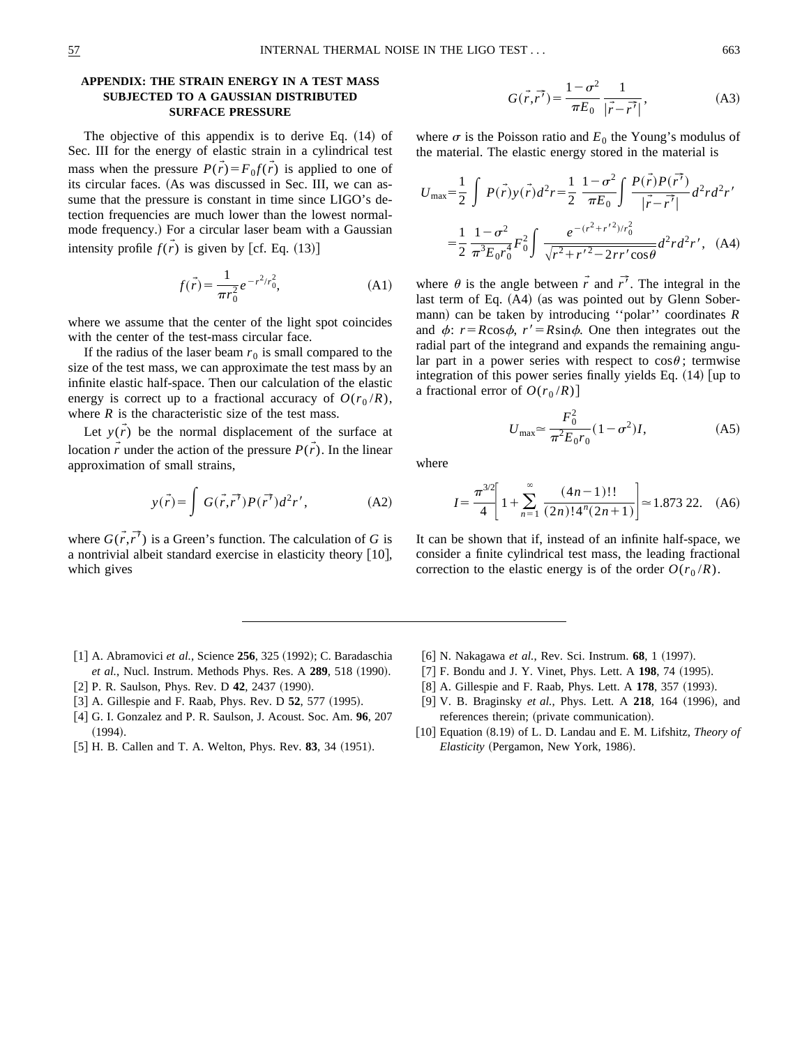## APPENDIX: THE STRAIN ENERGY IN A TEST MASS SUBJECTED TO A GAUSSIAN DISTRIBUTED SURFACE PRESSURE

The objective of this appendix is to derive Eq. (14) of Sec. III for the energy of elastic strain in a cylindrical test mass when the pressure $P(\vec{r}) = F_0 f(\vec{r})$ is applied to one of its circular faces. (As was discussed in Sec. III, we can assume that the pressure is constant in time since LIGO's detection frequencies are much lower than the lowest normal-mode frequency.) For a circular laser beam with a Gaussian intensity profile $f(\vec{r})$ is given by [cf. Eq. (13)]

$$f(\vec{r}) = \frac{1}{\pi r_0^2} e^{-r^2/r_0^2}, \tag{A1}$$

where we assume that the center of the light spot coincides with the center of the test-mass circular face.

If the radius of the laser beam $r_0$ is small compared to the size of the test mass, we can approximate the test mass by an infinite elastic half-space. Then our calculation of the elastic energy is correct up to a fractional accuracy of $O(r_0/R)$, where $R$ is the characteristic size of the test mass.

Let $y(\vec{r})$ be the normal displacement of the surface at location $\vec{r}$ under the action of the pressure $P(\vec{r})$. In the linear approximation of small strains,

$$y(\vec{r}) = \int G(\vec{r},\vec{r}\,')P(\vec{r}\,')d^2r', \tag{A2}$$

where $G(\vec{r},\vec{r}\,')$ is a Green's function. The calculation of $G$ is a nontrivial albeit standard exercise in elasticity theory [10], which gives

$$G(\vec{r},\vec{r}\,') = \frac{1-\sigma^2}{\pi E_0}\frac{1}{|\vec{r}-\vec{r}\,'|}, \tag{A3}$$

where $\sigma$ is the Poisson ratio and $E_0$ the Young's modulus of the material. The elastic energy stored in the material is

$$U_{\max} = \frac{1}{2}\int P(\vec{r})y(\vec{r})d^2r = \frac{1}{2}\,\frac{1-\sigma^2}{\pi E_0}\int \frac{P(\vec{r})P(\vec{r}\,')}{|\vec{r}-\vec{r}\,'|}d^2r d^2r'$$

$$= \frac{1}{2}\,\frac{1-\sigma^2}{\pi^3 E_0 r_0^4}F_0^2 \int \frac{e^{-(r^2+r'^2)/r_0^2}}{\sqrt{r^2+r'^2-2rr'\cos\theta}}d^2r d^2r', \tag{A4}$$

where $\theta$ is the angle between $\vec{r}$ and $\vec{r}\,'$. The integral in the last term of Eq. (A4) (as was pointed out by Glenn Sobermann) can be taken by introducing ''polar'' coordinates $R$ and $\phi$: $r = R\cos\phi$, $r' = R\sin\phi$. One then integrates out the radial part of the integrand and expands the remaining angular part in a power series with respect to $\cos\theta$; termwise integration of this power series finally yields Eq. (14) [up to a fractional error of $O(r_0/R)$]

$$U_{\max} \simeq \frac{F_0^2}{\pi^2 E_0 r_0}(1-\sigma^2)I, \tag{A5}$$

where

$$I = \frac{\pi^{3/2}}{4}\left[1 + \sum_{n=1}^{\infty}\frac{(4n-1)!!}{(2n)!4^n(2n+1)}\right] \simeq 1.873\,22. \tag{A6}$$

It can be shown that if, instead of an infinite half-space, we consider a finite cylindrical test mass, the leading fractional correction to the elastic energy is of the order $O(r_0/R)$.

---

[1] A. Abramovici *et al.*, Science **256**, 325 (1992); C. Baradaschia *et al.*, Nucl. Instrum. Methods Phys. Res. A **289**, 518 (1990).

[2] P. R. Saulson, Phys. Rev. D **42**, 2437 (1990).

[3] A. Gillespie and F. Raab, Phys. Rev. D **52**, 577 (1995).

[4] G. I. Gonzalez and P. R. Saulson, J. Acoust. Soc. Am. **96**, 207 (1994).

[5] H. B. Callen and T. A. Welton, Phys. Rev. **83**, 34 (1951).

[6] N. Nakagawa *et al.*, Rev. Sci. Instrum. **68**, 1 (1997).

[7] F. Bondu and J. Y. Vinet, Phys. Lett. A **198**, 74 (1995).

[8] A. Gillespie and F. Raab, Phys. Lett. A **178**, 357 (1993).

[9] V. B. Braginsky *et al.*, Phys. Lett. A **218**, 164 (1996), and references therein; (private communication).

[10] Equation (8.19) of L. D. Landau and E. M. Lifshitz, *Theory of Elasticity* (Pergamon, New York, 1986).